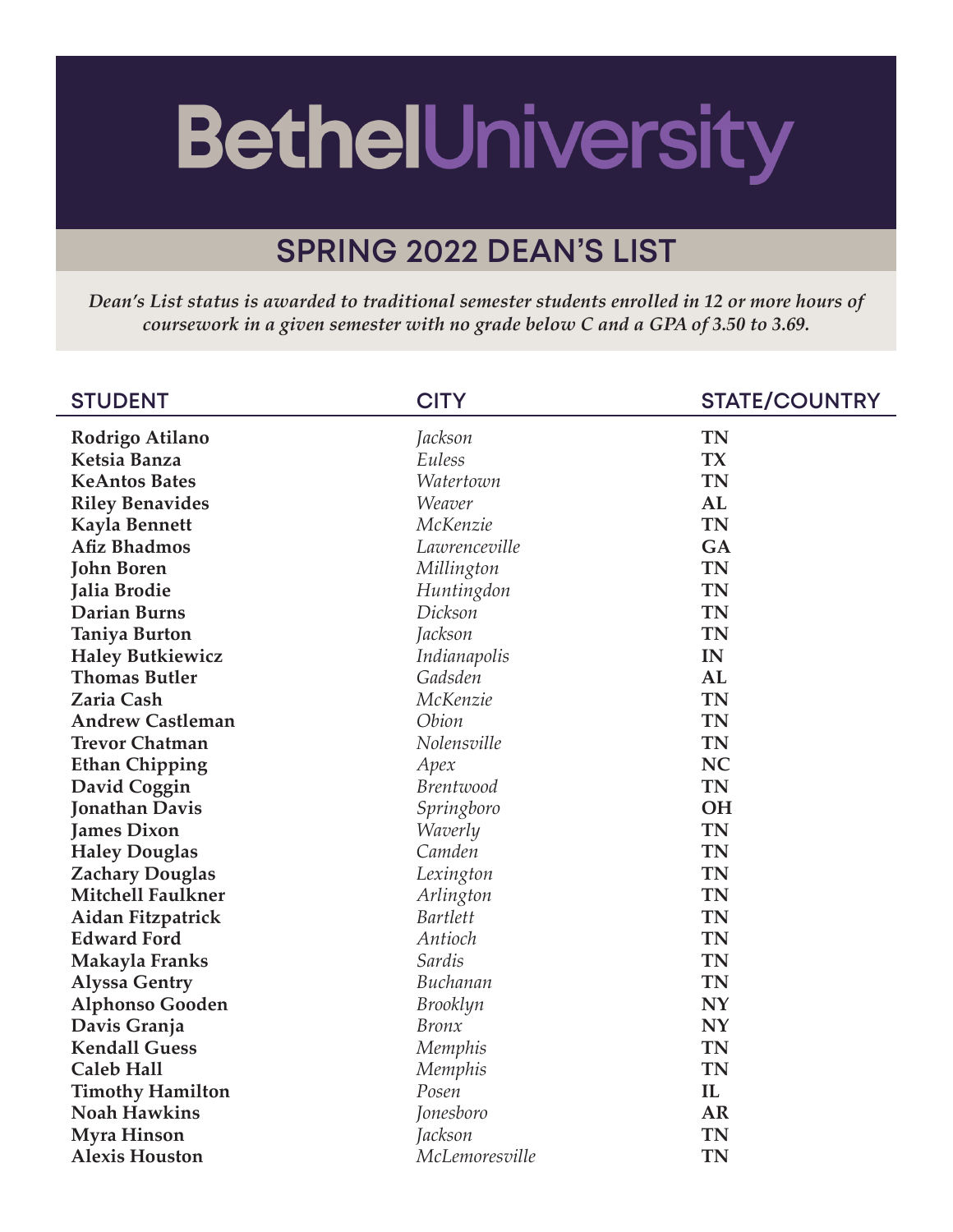# BethelUniversity

## SPRING 2022 DEAN'S LIST

***Dean's List status is awarded to traditional semester students enrolled in 12 or more hours of coursework in a given semester with no grade below C and a GPA of 3.50 to 3.69.***

| STUDENT | CITY | STATE/COUNTRY |
|---|---|---|
| **Rodrigo Atilano** | *Jackson* | **TN** |
| **Ketsia Banza** | *Euless* | **TX** |
| **KeAntos Bates** | *Watertown* | **TN** |
| **Riley Benavides** | *Weaver* | **AL** |
| **Kayla Bennett** | *McKenzie* | **TN** |
| **Afiz Bhadmos** | *Lawrenceville* | **GA** |
| **John Boren** | *Millington* | **TN** |
| **Jalia Brodie** | *Huntingdon* | **TN** |
| **Darian Burns** | *Dickson* | **TN** |
| **Taniya Burton** | *Jackson* | **TN** |
| **Haley Butkiewicz** | *Indianapolis* | **IN** |
| **Thomas Butler** | *Gadsden* | **AL** |
| **Zaria Cash** | *McKenzie* | **TN** |
| **Andrew Castleman** | *Obion* | **TN** |
| **Trevor Chatman** | *Nolensville* | **TN** |
| **Ethan Chipping** | *Apex* | **NC** |
| **David Coggin** | *Brentwood* | **TN** |
| **Jonathan Davis** | *Springboro* | **OH** |
| **James Dixon** | *Waverly* | **TN** |
| **Haley Douglas** | *Camden* | **TN** |
| **Zachary Douglas** | *Lexington* | **TN** |
| **Mitchell Faulkner** | *Arlington* | **TN** |
| **Aidan Fitzpatrick** | *Bartlett* | **TN** |
| **Edward Ford** | *Antioch* | **TN** |
| **Makayla Franks** | *Sardis* | **TN** |
| **Alyssa Gentry** | *Buchanan* | **TN** |
| **Alphonso Gooden** | *Brooklyn* | **NY** |
| **Davis Granja** | *Bronx* | **NY** |
| **Kendall Guess** | *Memphis* | **TN** |
| **Caleb Hall** | *Memphis* | **TN** |
| **Timothy Hamilton** | *Posen* | **IL** |
| **Noah Hawkins** | *Jonesboro* | **AR** |
| **Myra Hinson** | *Jackson* | **TN** |
| **Alexis Houston** | *McLemoresville* | **TN** |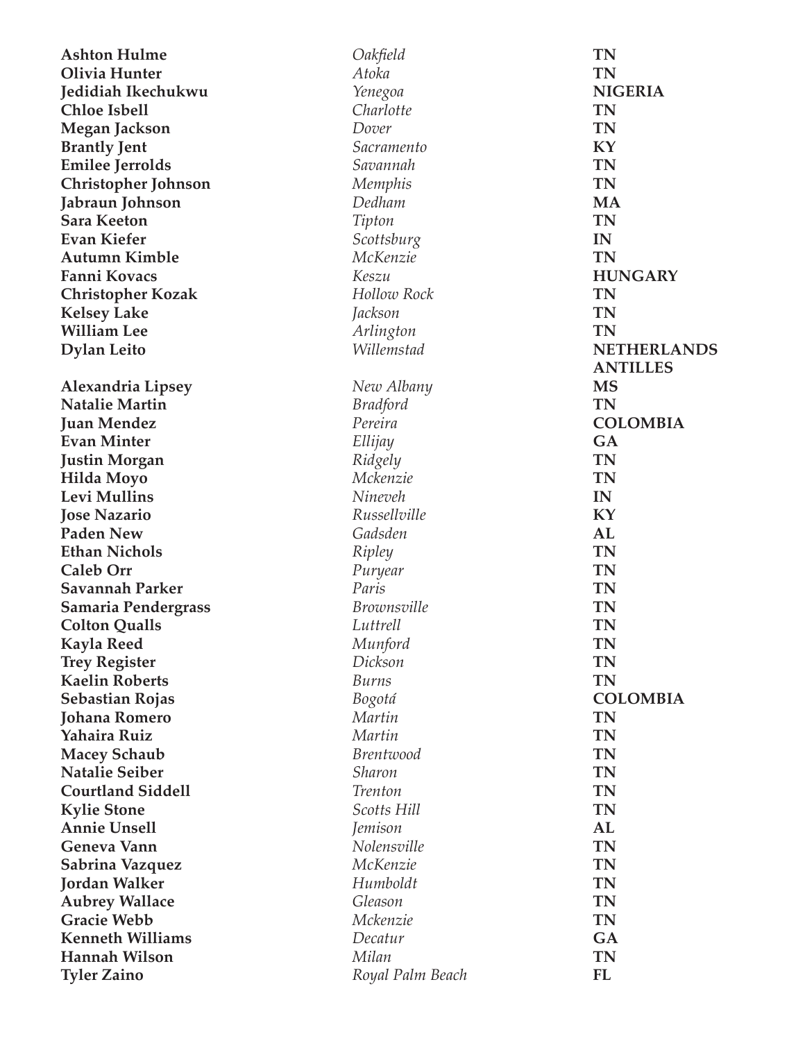| | | |
|---|---|---|
| **Ashton Hulme** | *Oakfield* | **TN** |
| **Olivia Hunter** | *Atoka* | **TN** |
| **Jedidiah Ikechukwu** | *Yenegoa* | **NIGERIA** |
| **Chloe Isbell** | *Charlotte* | **TN** |
| **Megan Jackson** | *Dover* | **TN** |
| **Brantly Jent** | *Sacramento* | **KY** |
| **Emilee Jerrolds** | *Savannah* | **TN** |
| **Christopher Johnson** | *Memphis* | **TN** |
| **Jabraun Johnson** | *Dedham* | **MA** |
| **Sara Keeton** | *Tipton* | **TN** |
| **Evan Kiefer** | *Scottsburg* | **IN** |
| **Autumn Kimble** | *McKenzie* | **TN** |
| **Fanni Kovacs** | *Keszu* | **HUNGARY** |
| **Christopher Kozak** | *Hollow Rock* | **TN** |
| **Kelsey Lake** | *Jackson* | **TN** |
| **William Lee** | *Arlington* | **TN** |
| **Dylan Leito** | *Willemstad* | **NETHERLANDS ANTILLES** |
| **Alexandria Lipsey** | *New Albany* | **MS** |
| **Natalie Martin** | *Bradford* | **TN** |
| **Juan Mendez** | *Pereira* | **COLOMBIA** |
| **Evan Minter** | *Ellijay* | **GA** |
| **Justin Morgan** | *Ridgely* | **TN** |
| **Hilda Moyo** | *Mckenzie* | **TN** |
| **Levi Mullins** | *Nineveh* | **IN** |
| **Jose Nazario** | *Russellville* | **KY** |
| **Paden New** | *Gadsden* | **AL** |
| **Ethan Nichols** | *Ripley* | **TN** |
| **Caleb Orr** | *Puryear* | **TN** |
| **Savannah Parker** | *Paris* | **TN** |
| **Samaria Pendergrass** | *Brownsville* | **TN** |
| **Colton Qualls** | *Luttrell* | **TN** |
| **Kayla Reed** | *Munford* | **TN** |
| **Trey Register** | *Dickson* | **TN** |
| **Kaelin Roberts** | *Burns* | **TN** |
| **Sebastian Rojas** | *Bogotá* | **COLOMBIA** |
| **Johana Romero** | *Martin* | **TN** |
| **Yahaira Ruiz** | *Martin* | **TN** |
| **Macey Schaub** | *Brentwood* | **TN** |
| **Natalie Seiber** | *Sharon* | **TN** |
| **Courtland Siddell** | *Trenton* | **TN** |
| **Kylie Stone** | *Scotts Hill* | **TN** |
| **Annie Unsell** | *Jemison* | **AL** |
| **Geneva Vann** | *Nolensville* | **TN** |
| **Sabrina Vazquez** | *McKenzie* | **TN** |
| **Jordan Walker** | *Humboldt* | **TN** |
| **Aubrey Wallace** | *Gleason* | **TN** |
| **Gracie Webb** | *Mckenzie* | **TN** |
| **Kenneth Williams** | *Decatur* | **GA** |
| **Hannah Wilson** | *Milan* | **TN** |
| **Tyler Zaino** | *Royal Palm Beach* | **FL** |